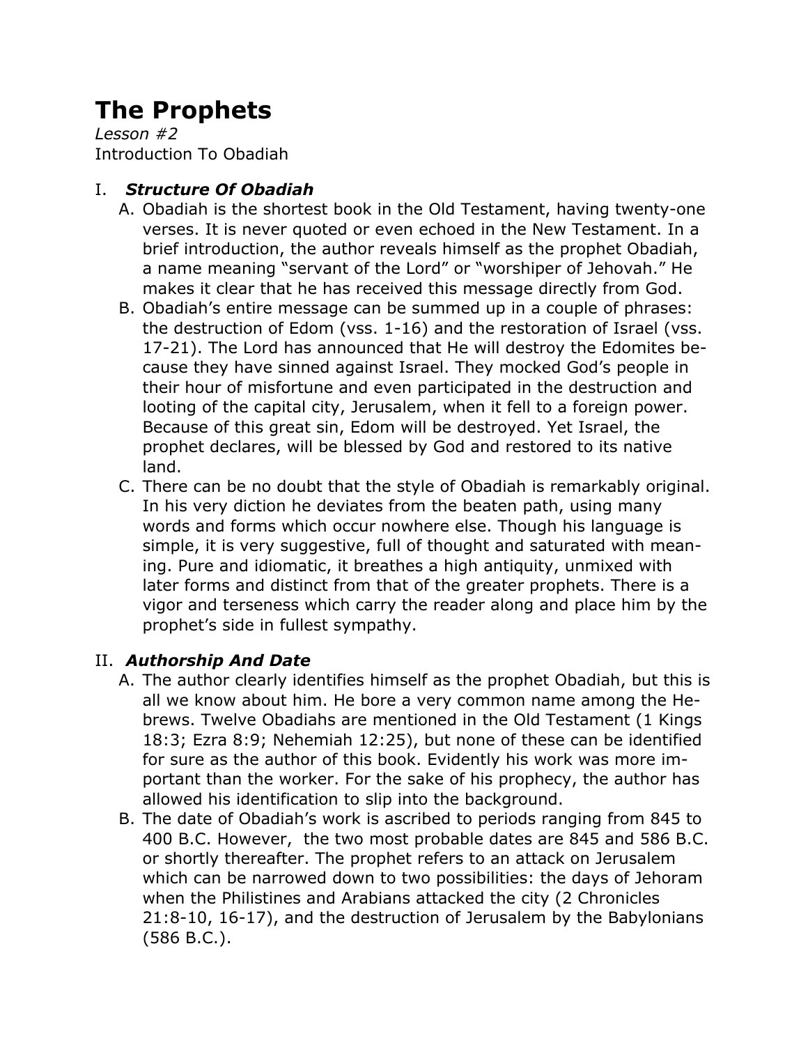# The Prophets

*Lesson #2*

Introduction To Obadiah

## I. *Structure Of Obadiah*

A. Obadiah is the shortest book in the Old Testament, having twenty-one verses. It is never quoted or even echoed in the New Testament. In a brief introduction, the author reveals himself as the prophet Obadiah, a name meaning "servant of the Lord" or "worshiper of Jehovah." He makes it clear that he has received this message directly from God.

B. Obadiah's entire message can be summed up in a couple of phrases: the destruction of Edom (vss. 1-16) and the restoration of Israel (vss. 17-21). The Lord has announced that He will destroy the Edomites because they have sinned against Israel. They mocked God's people in their hour of misfortune and even participated in the destruction and looting of the capital city, Jerusalem, when it fell to a foreign power. Because of this great sin, Edom will be destroyed. Yet Israel, the prophet declares, will be blessed by God and restored to its native land.

C. There can be no doubt that the style of Obadiah is remarkably original. In his very diction he deviates from the beaten path, using many words and forms which occur nowhere else. Though his language is simple, it is very suggestive, full of thought and saturated with meaning. Pure and idiomatic, it breathes a high antiquity, unmixed with later forms and distinct from that of the greater prophets. There is a vigor and terseness which carry the reader along and place him by the prophet's side in fullest sympathy.

## II. *Authorship And Date*

A. The author clearly identifies himself as the prophet Obadiah, but this is all we know about him. He bore a very common name among the Hebrews. Twelve Obadiahs are mentioned in the Old Testament (1 Kings 18:3; Ezra 8:9; Nehemiah 12:25), but none of these can be identified for sure as the author of this book. Evidently his work was more important than the worker. For the sake of his prophecy, the author has allowed his identification to slip into the background.

B. The date of Obadiah's work is ascribed to periods ranging from 845 to 400 B.C. However, the two most probable dates are 845 and 586 B.C. or shortly thereafter. The prophet refers to an attack on Jerusalem which can be narrowed down to two possibilities: the days of Jehoram when the Philistines and Arabians attacked the city (2 Chronicles 21:8-10, 16-17), and the destruction of Jerusalem by the Babylonians (586 B.C.).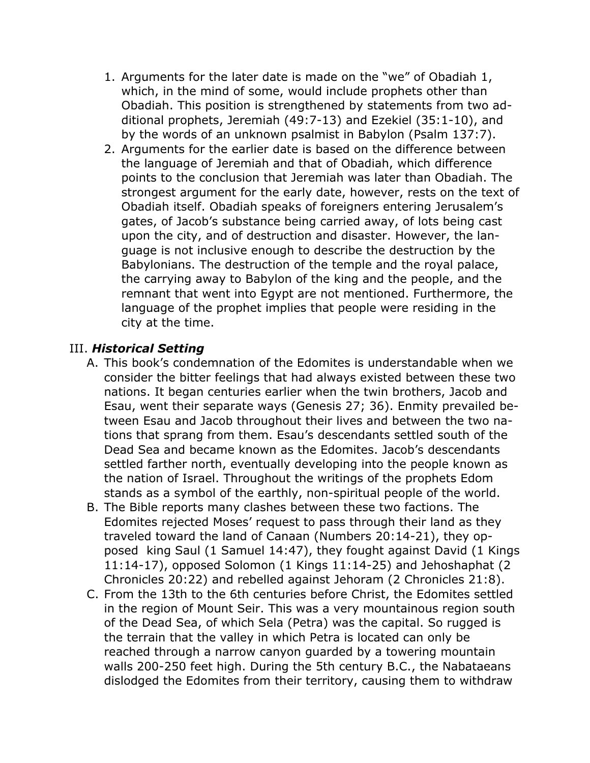1. Arguments for the later date is made on the "we" of Obadiah 1, which, in the mind of some, would include prophets other than Obadiah. This position is strengthened by statements from two additional prophets, Jeremiah (49:7-13) and Ezekiel (35:1-10), and by the words of an unknown psalmist in Babylon (Psalm 137:7).
2. Arguments for the earlier date is based on the difference between the language of Jeremiah and that of Obadiah, which difference points to the conclusion that Jeremiah was later than Obadiah. The strongest argument for the early date, however, rests on the text of Obadiah itself. Obadiah speaks of foreigners entering Jerusalem's gates, of Jacob's substance being carried away, of lots being cast upon the city, and of destruction and disaster. However, the language is not inclusive enough to describe the destruction by the Babylonians. The destruction of the temple and the royal palace, the carrying away to Babylon of the king and the people, and the remnant that went into Egypt are not mentioned. Furthermore, the language of the prophet implies that people were residing in the city at the time.

## III. ***Historical Setting***

A. This book's condemnation of the Edomites is understandable when we consider the bitter feelings that had always existed between these two nations. It began centuries earlier when the twin brothers, Jacob and Esau, went their separate ways (Genesis 27; 36). Enmity prevailed between Esau and Jacob throughout their lives and between the two nations that sprang from them. Esau's descendants settled south of the Dead Sea and became known as the Edomites. Jacob's descendants settled farther north, eventually developing into the people known as the nation of Israel. Throughout the writings of the prophets Edom stands as a symbol of the earthly, non-spiritual people of the world.

B. The Bible reports many clashes between these two factions. The Edomites rejected Moses' request to pass through their land as they traveled toward the land of Canaan (Numbers 20:14-21), they opposed king Saul (1 Samuel 14:47), they fought against David (1 Kings 11:14-17), opposed Solomon (1 Kings 11:14-25) and Jehoshaphat (2 Chronicles 20:22) and rebelled against Jehoram (2 Chronicles 21:8).

C. From the 13th to the 6th centuries before Christ, the Edomites settled in the region of Mount Seir. This was a very mountainous region south of the Dead Sea, of which Sela (Petra) was the capital. So rugged is the terrain that the valley in which Petra is located can only be reached through a narrow canyon guarded by a towering mountain walls 200-250 feet high. During the 5th century B.C., the Nabataeans dislodged the Edomites from their territory, causing them to withdraw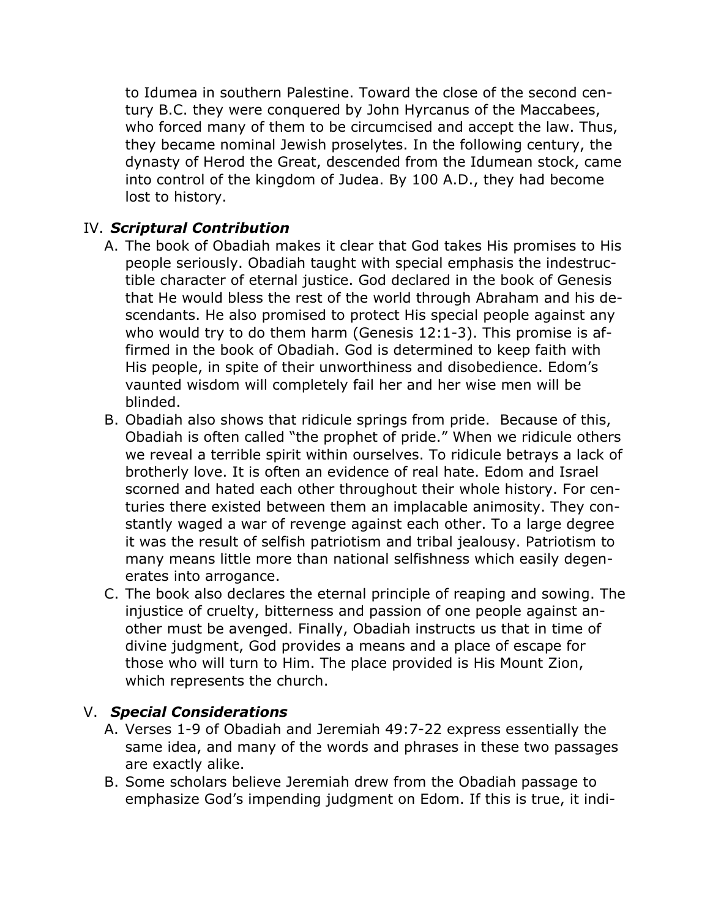to Idumea in southern Palestine. Toward the close of the second century B.C. they were conquered by John Hyrcanus of the Maccabees, who forced many of them to be circumcised and accept the law. Thus, they became nominal Jewish proselytes. In the following century, the dynasty of Herod the Great, descended from the Idumean stock, came into control of the kingdom of Judea. By 100 A.D., they had become lost to history.

IV. ***Scriptural Contribution***

A. The book of Obadiah makes it clear that God takes His promises to His people seriously. Obadiah taught with special emphasis the indestructible character of eternal justice. God declared in the book of Genesis that He would bless the rest of the world through Abraham and his descendants. He also promised to protect His special people against any who would try to do them harm (Genesis 12:1-3). This promise is affirmed in the book of Obadiah. God is determined to keep faith with His people, in spite of their unworthiness and disobedience. Edom's vaunted wisdom will completely fail her and her wise men will be blinded.

B. Obadiah also shows that ridicule springs from pride. Because of this, Obadiah is often called "the prophet of pride." When we ridicule others we reveal a terrible spirit within ourselves. To ridicule betrays a lack of brotherly love. It is often an evidence of real hate. Edom and Israel scorned and hated each other throughout their whole history. For centuries there existed between them an implacable animosity. They constantly waged a war of revenge against each other. To a large degree it was the result of selfish patriotism and tribal jealousy. Patriotism to many means little more than national selfishness which easily degenerates into arrogance.

C. The book also declares the eternal principle of reaping and sowing. The injustice of cruelty, bitterness and passion of one people against another must be avenged. Finally, Obadiah instructs us that in time of divine judgment, God provides a means and a place of escape for those who will turn to Him. The place provided is His Mount Zion, which represents the church.

V. ***Special Considerations***

A. Verses 1-9 of Obadiah and Jeremiah 49:7-22 express essentially the same idea, and many of the words and phrases in these two passages are exactly alike.

B. Some scholars believe Jeremiah drew from the Obadiah passage to emphasize God's impending judgment on Edom. If this is true, it indi-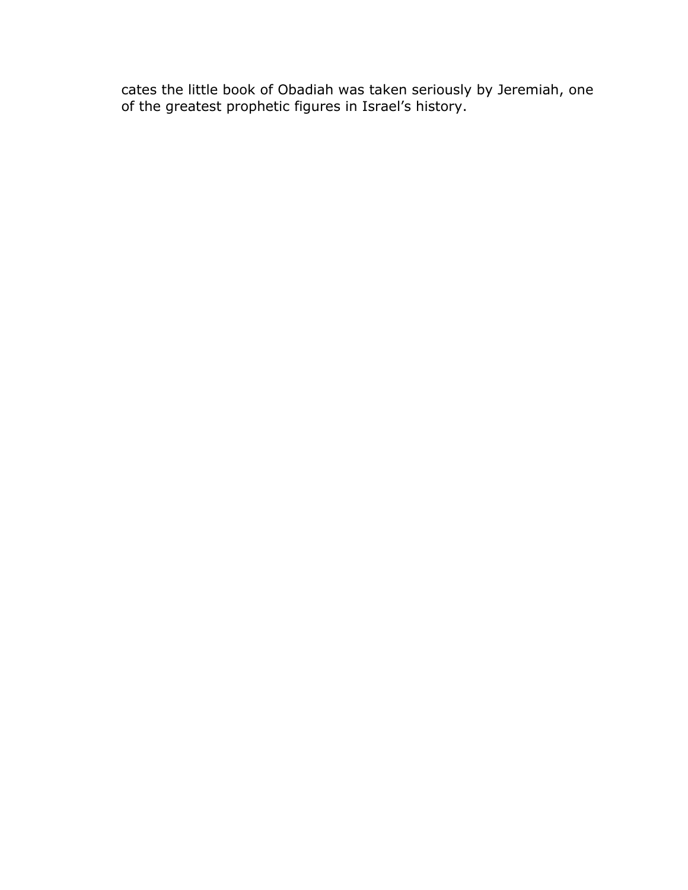cates the little book of Obadiah was taken seriously by Jeremiah, one of the greatest prophetic figures in Israel's history.